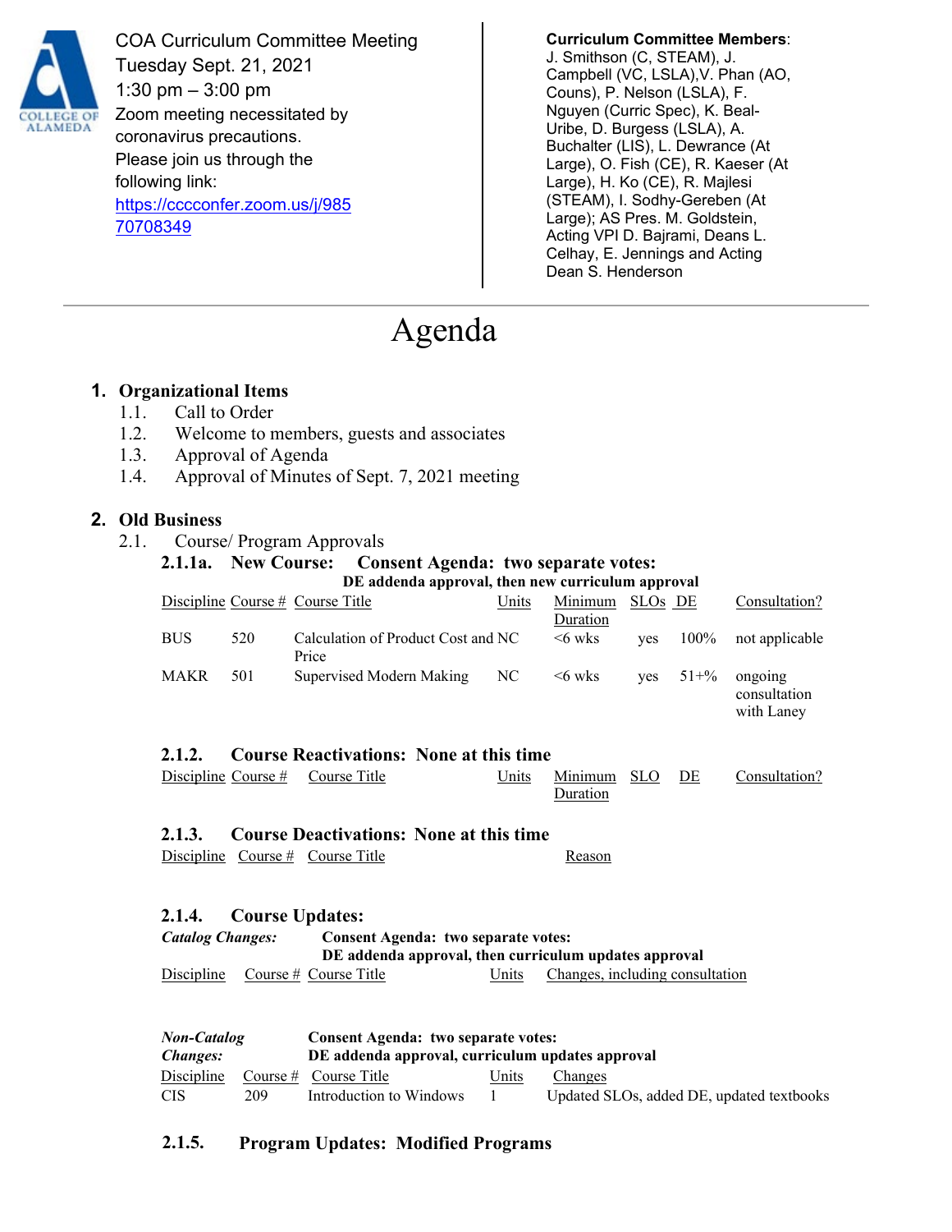COA Curriculum Committee Meeting
Tuesday Sept. 21, 2021
1:30 pm – 3:00 pm
Zoom meeting necessitated by coronavirus precautions.
Please join us through the following link:
https://cccconfer.zoom.us/j/98570708349

**Curriculum Committee Members**: J. Smithson (C, STEAM), J. Campbell (VC, LSLA),V. Phan (AO, Couns), P. Nelson (LSLA), F. Nguyen (Curric Spec), K. Beal-Uribe, D. Burgess (LSLA), A. Buchalter (LIS), L. Dewrance (At Large), O. Fish (CE), R. Kaeser (At Large), H. Ko (CE), R. Majlesi (STEAM), I. Sodhy-Gereben (At Large); AS Pres. M. Goldstein, Acting VPI D. Bajrami, Deans L. Celhay, E. Jennings and Acting Dean S. Henderson

# Agenda

## 1. Organizational Items

1.1. Call to Order
1.2. Welcome to members, guests and associates
1.3. Approval of Agenda
1.4. Approval of Minutes of Sept. 7, 2021 meeting

## 2. Old Business

2.1. Course/ Program Approvals

### 2.1.1a. New Course: Consent Agenda: two separate votes:

**DE addenda approval, then new curriculum approval**

| Discipline | Course # | Course Title | Units | Minimum Duration | SLOs | DE | Consultation? |
|---|---|---|---|---|---|---|---|
| BUS | 520 | Calculation of Product Cost and Price | NC | <6 wks | yes | 100% | not applicable |
| MAKR | 501 | Supervised Modern Making | NC | <6 wks | yes | 51+% | ongoing consultation with Laney |

### 2.1.2. Course Reactivations: None at this time

| Discipline | Course # | Course Title | Units | Minimum Duration | SLO | DE | Consultation? |
|---|---|---|---|---|---|---|---|

### 2.1.3. Course Deactivations: None at this time

| Discipline | Course # | Course Title | Reason |
|---|---|---|---|

### 2.1.4. Course Updates:

*Catalog Changes:* **Consent Agenda: two separate votes:**
**DE addenda approval, then curriculum updates approval**

| Discipline | Course # | Course Title | Units | Changes, including consultation |
|---|---|---|---|---|

*Non-Catalog Changes:* **Consent Agenda: two separate votes:**
**DE addenda approval, curriculum updates approval**

| Discipline | Course # | Course Title | Units | Changes |
|---|---|---|---|---|
| CIS | 209 | Introduction to Windows | 1 | Updated SLOs, added DE, updated textbooks |

### 2.1.5. Program Updates: Modified Programs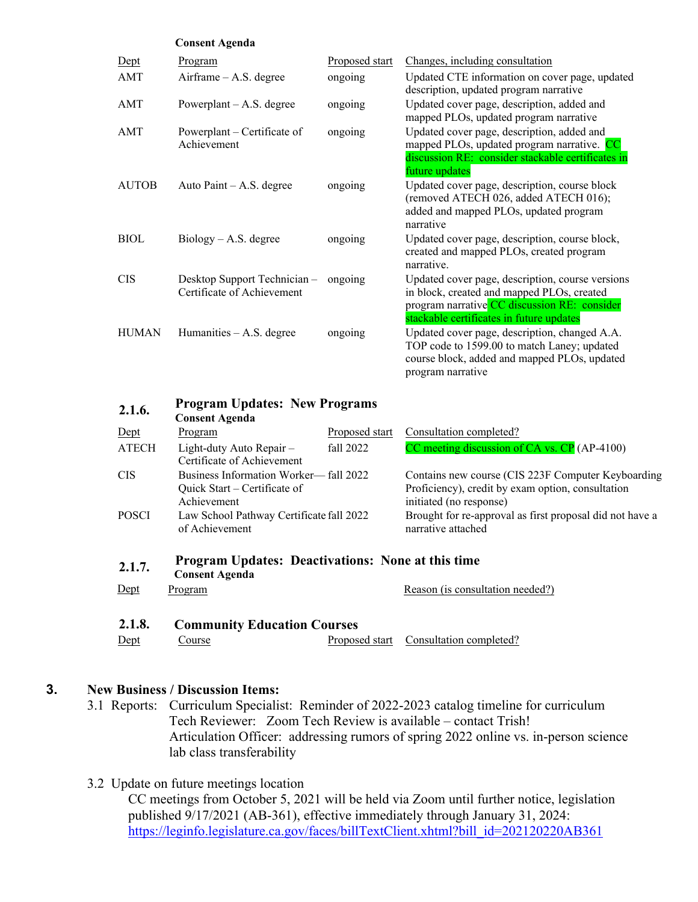**Consent Agenda**

| Dept | Program | Proposed start | Changes, including consultation |
|---|---|---|---|
| AMT | Airframe – A.S. degree | ongoing | Updated CTE information on cover page, updated description, updated program narrative |
| AMT | Powerplant – A.S. degree | ongoing | Updated cover page, description, added and mapped PLOs, updated program narrative |
| AMT | Powerplant – Certificate of Achievement | ongoing | Updated cover page, description, added and mapped PLOs, updated program narrative. CC discussion RE: consider stackable certificates in future updates |
| AUTOB | Auto Paint – A.S. degree | ongoing | Updated cover page, description, course block (removed ATECH 026, added ATECH 016); added and mapped PLOs, updated program narrative |
| BIOL | Biology – A.S. degree | ongoing | Updated cover page, description, course block, created and mapped PLOs, created program narrative. |
| CIS | Desktop Support Technician – Certificate of Achievement | ongoing | Updated cover page, description, course versions in block, created and mapped PLOs, created program narrative CC discussion RE: consider stackable certificates in future updates |
| HUMAN | Humanities – A.S. degree | ongoing | Updated cover page, description, changed A.A. TOP code to 1599.00 to match Laney; updated course block, added and mapped PLOs, updated program narrative |

### 2.1.6. Program Updates: New Programs

**Consent Agenda**

| Dept | Program | Proposed start | Consultation completed? |
|---|---|---|---|
| ATECH | Light-duty Auto Repair – Certificate of Achievement | fall 2022 | CC meeting discussion of CA vs. CP (AP-4100) |
| CIS | Business Information Worker— Quick Start – Certificate of Achievement | fall 2022 | Contains new course (CIS 223F Computer Keyboarding Proficiency), credit by exam option, consultation initiated (no response) |
| POSCI | Law School Pathway Certificate of Achievement | fall 2022 | Brought for re-approval as first proposal did not have a narrative attached |

### 2.1.7. Program Updates: Deactivations: None at this time

**Consent Agenda**

| Dept | Program | Reason (is consultation needed?) |
|---|---|---|

### 2.1.8. Community Education Courses

| Dept | Course | Proposed start | Consultation completed? |
|---|---|---|---|

## 3. New Business / Discussion Items:

3.1 Reports: Curriculum Specialist: Reminder of 2022-2023 catalog timeline for curriculum
Tech Reviewer: Zoom Tech Review is available – contact Trish!
Articulation Officer: addressing rumors of spring 2022 online vs. in-person science lab class transferability

3.2 Update on future meetings location

CC meetings from October 5, 2021 will be held via Zoom until further notice, legislation published 9/17/2021 (AB-361), effective immediately through January 31, 2024: https://leginfo.legislature.ca.gov/faces/billTextClient.xhtml?bill_id=202120220AB361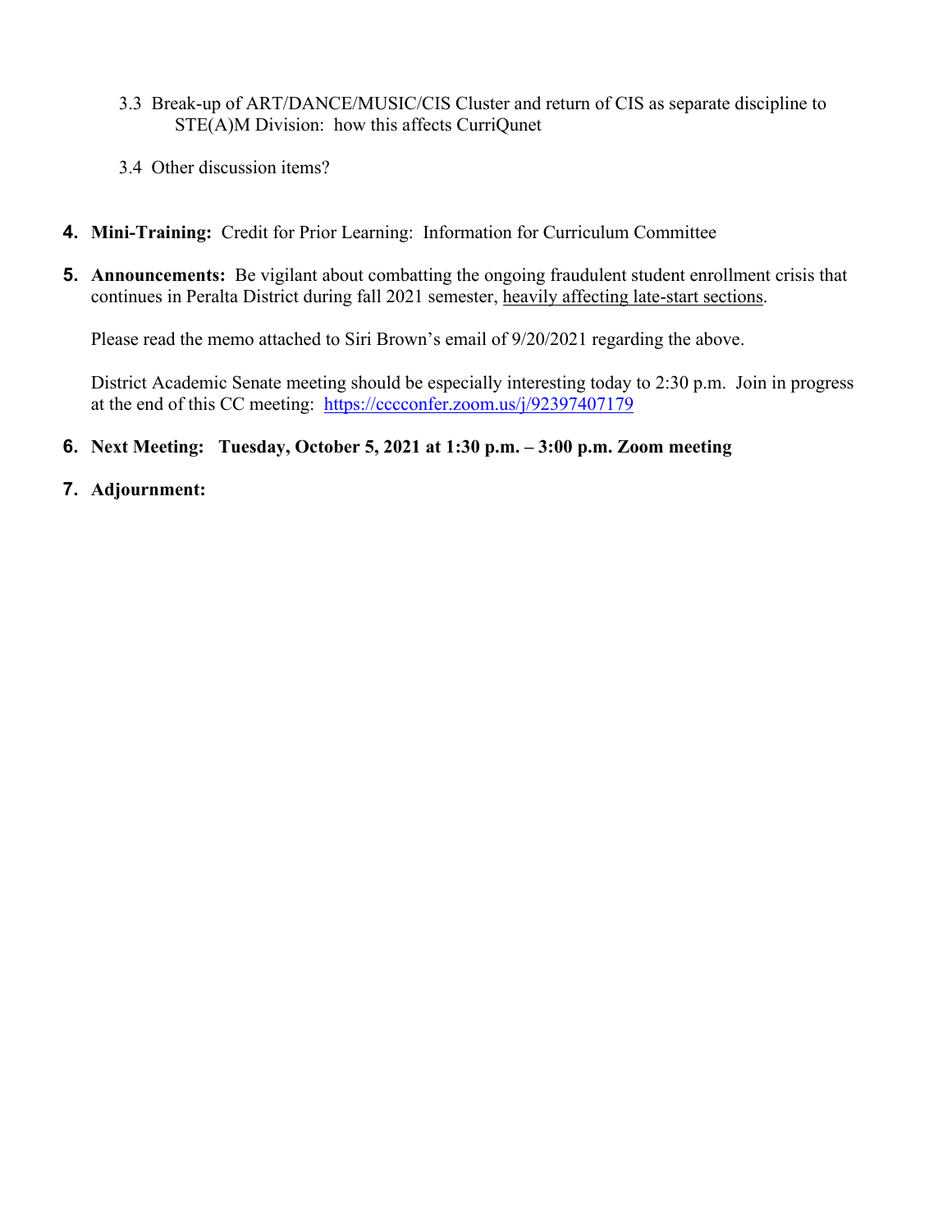3.3 Break-up of ART/DANCE/MUSIC/CIS Cluster and return of CIS as separate discipline to STE(A)M Division: how this affects CurriQunet

3.4 Other discussion items?

4. **Mini-Training:** Credit for Prior Learning: Information for Curriculum Committee

5. **Announcements:** Be vigilant about combatting the ongoing fraudulent student enrollment crisis that continues in Peralta District during fall 2021 semester, <u>heavily affecting late-start sections</u>.

   Please read the memo attached to Siri Brown's email of 9/20/2021 regarding the above.

   District Academic Senate meeting should be especially interesting today to 2:30 p.m. Join in progress at the end of this CC meeting: [https://cccconfer.zoom.us/j/92397407179](https://cccconfer.zoom.us/j/92397407179)

6. **Next Meeting: Tuesday, October 5, 2021 at 1:30 p.m. – 3:00 p.m. Zoom meeting**

7. **Adjournment:**